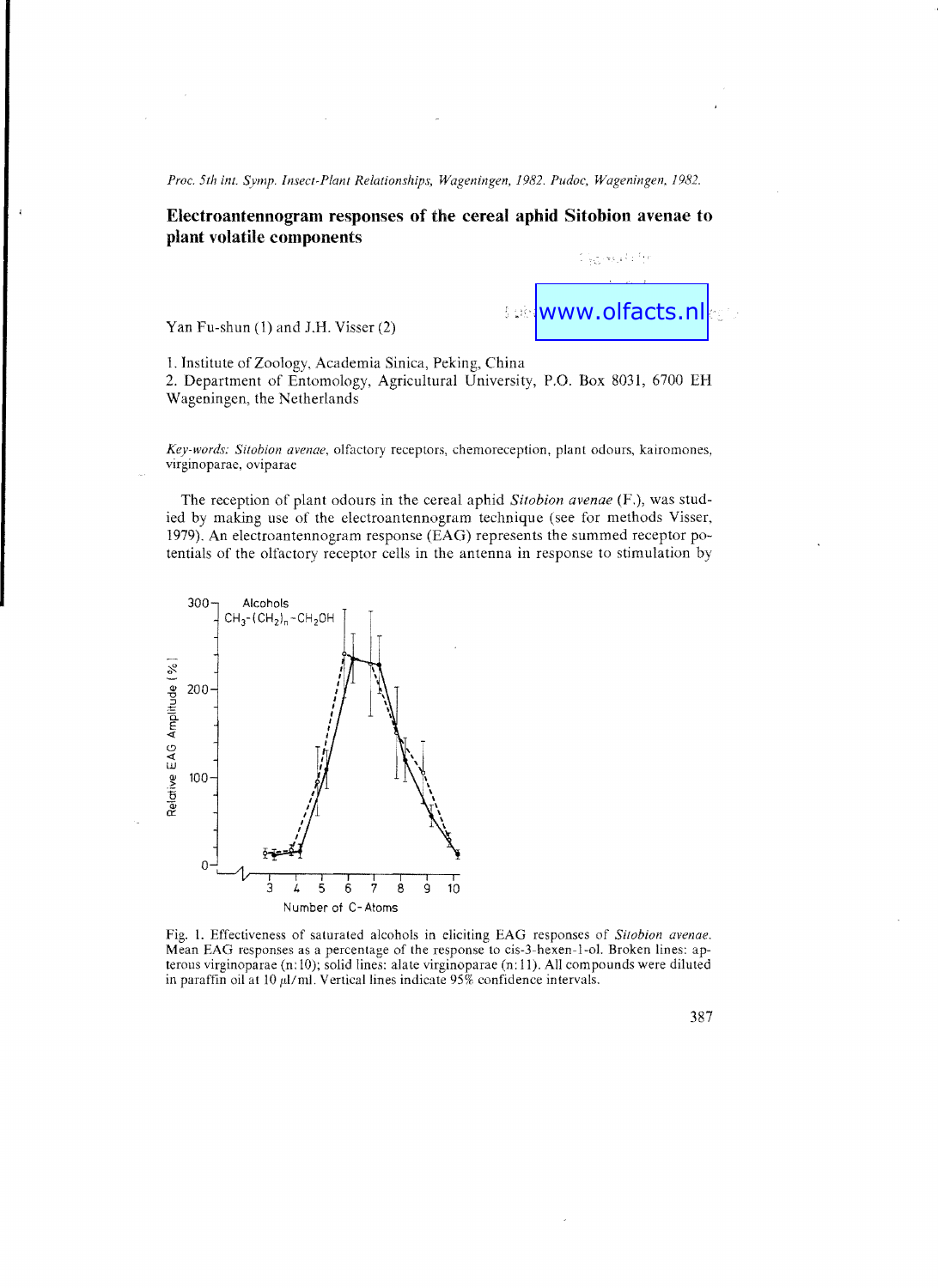*Proc. 5th int. Symp. Insect-Plant Relationships, Wageningen, 1982. Pudoc, Wageningen, 1982.*

# Electroantennogram responses of the cereal aphid Sitobion avenae to plant volatile components

Yan Fu-shun (1) and J.H. Visser (2)

1. Institute of Zoology, Academia Sinica, Peking, China
2. Department of Entomology, Agricultural University, P.O. Box 8031, 6700 EH Wageningen, the Netherlands

*Key-words: Sitobion avenae*, olfactory receptors, chemoreception, plant odours, kairomones, virginoparae, oviparae

The reception of plant odours in the cereal aphid *Sitobion avenae* (F.), was studied by making use of the electroantennogram technique (see for methods Visser, 1979). An electroantennogram response (EAG) represents the summed receptor potentials of the olfactory receptor cells in the antenna in response to stimulation by

Fig. 1. Effectiveness of saturated alcohols in eliciting EAG responses of *Sitobion avenae*. Mean EAG responses as a percentage of the response to cis-3-hexen-1-ol. Broken lines: apterous virginoparae (n:10); solid lines: alate virginoparae (n:11). All compounds were diluted in paraffin oil at 10 $\mu$l/ml. Vertical lines indicate 95% confidence intervals.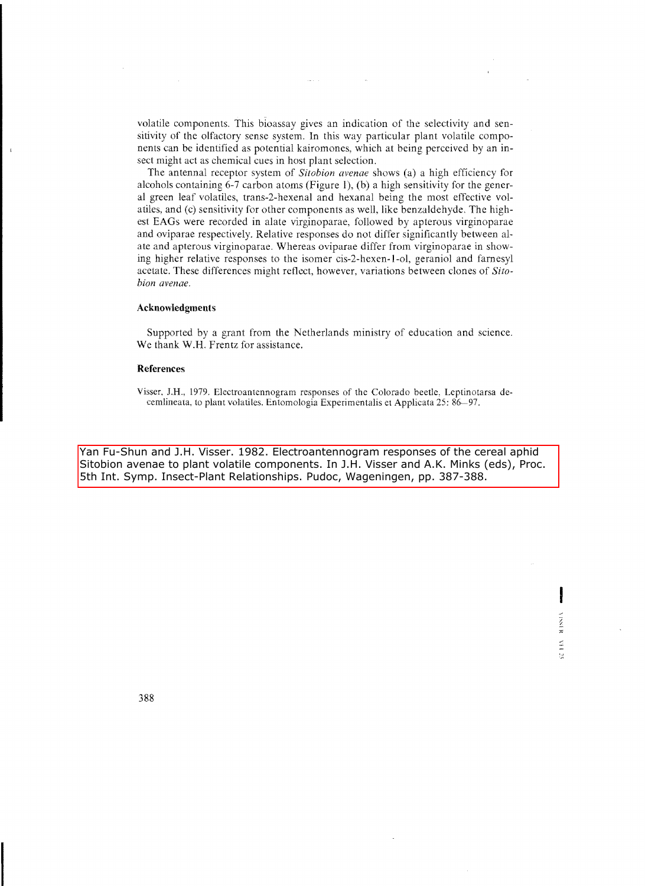volatile components. This bioassay gives an indication of the selectivity and sensitivity of the olfactory sense system. In this way particular plant volatile components can be identified as potential kairomones, which at being perceived by an insect might act as chemical cues in host plant selection.

The antennal receptor system of *Sitobion avenae* shows (a) a high efficiency for alcohols containing 6-7 carbon atoms (Figure 1), (b) a high sensitivity for the general green leaf volatiles, trans-2-hexenal and hexanal being the most effective volatiles, and (c) sensitivity for other components as well, like benzaldehyde. The highest EAGs were recorded in alate virginoparae, followed by apterous virginoparae and oviparae respectively. Relative responses do not differ significantly between alate and apterous virginoparae. Whereas oviparae differ from virginoparae in showing higher relative responses to the isomer cis-2-hexen-1-ol, geraniol and farnesyl acetate. These differences might reflect, however, variations between clones of *Sitobion avenae*.

### Acknowledgments

Supported by a grant from the Netherlands ministry of education and science. We thank W.H. Frentz for assistance.

### References

Visser, J.H., 1979. Electroantennogram responses of the Colorado beetle, Leptinotarsa decemlineata, to plant volatiles. Entomologia Experimentalis et Applicata 25: 86–97.

Yan Fu-Shun and J.H. Visser. 1982. Electroantennogram responses of the cereal aphid Sitobion avenae to plant volatile components. In J.H. Visser and A.K. Minks (eds), Proc. 5th Int. Symp. Insect-Plant Relationships. Pudoc, Wageningen, pp. 387-388.